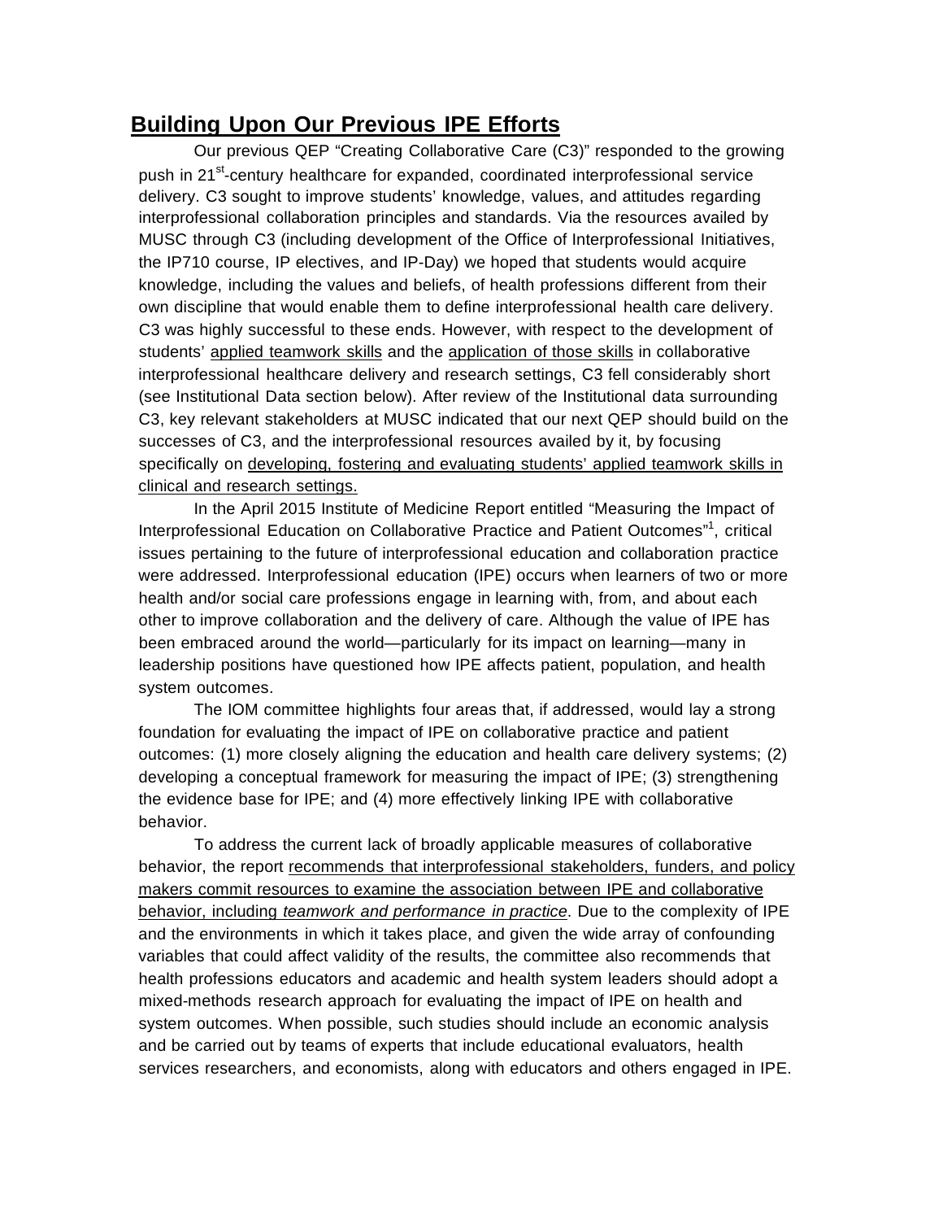## Building Upon Our Previous IPE Efforts

Our previous QEP "Creating Collaborative Care (C3)" responded to the growing push in 21st-century healthcare for expanded, coordinated interprofessional service delivery. C3 sought to improve students' knowledge, values, and attitudes regarding interprofessional collaboration principles and standards. Via the resources availed by MUSC through C3 (including development of the Office of Interprofessional Initiatives, the IP710 course, IP electives, and IP-Day) we hoped that students would acquire knowledge, including the values and beliefs, of health professions different from their own discipline that would enable them to define interprofessional health care delivery. C3 was highly successful to these ends. However, with respect to the development of students' <u>applied teamwork skills</u> and the <u>application of those skills</u> in collaborative interprofessional healthcare delivery and research settings, C3 fell considerably short (see Institutional Data section below). After review of the Institutional data surrounding C3, key relevant stakeholders at MUSC indicated that our next QEP should build on the successes of C3, and the interprofessional resources availed by it, by focusing specifically on <u>developing, fostering and evaluating students' applied teamwork skills in clinical and research settings.</u>

In the April 2015 Institute of Medicine Report entitled "Measuring the Impact of Interprofessional Education on Collaborative Practice and Patient Outcomes"[1], critical issues pertaining to the future of interprofessional education and collaboration practice were addressed. Interprofessional education (IPE) occurs when learners of two or more health and/or social care professions engage in learning with, from, and about each other to improve collaboration and the delivery of care. Although the value of IPE has been embraced around the world—particularly for its impact on learning—many in leadership positions have questioned how IPE affects patient, population, and health system outcomes.

The IOM committee highlights four areas that, if addressed, would lay a strong foundation for evaluating the impact of IPE on collaborative practice and patient outcomes: (1) more closely aligning the education and health care delivery systems; (2) developing a conceptual framework for measuring the impact of IPE; (3) strengthening the evidence base for IPE; and (4) more effectively linking IPE with collaborative behavior.

To address the current lack of broadly applicable measures of collaborative behavior, the report <u>recommends that interprofessional stakeholders, funders, and policy makers commit resources to examine the association between IPE and collaborative behavior, including *teamwork and performance in practice*</u>. Due to the complexity of IPE and the environments in which it takes place, and given the wide array of confounding variables that could affect validity of the results, the committee also recommends that health professions educators and academic and health system leaders should adopt a mixed-methods research approach for evaluating the impact of IPE on health and system outcomes. When possible, such studies should include an economic analysis and be carried out by teams of experts that include educational evaluators, health services researchers, and economists, along with educators and others engaged in IPE.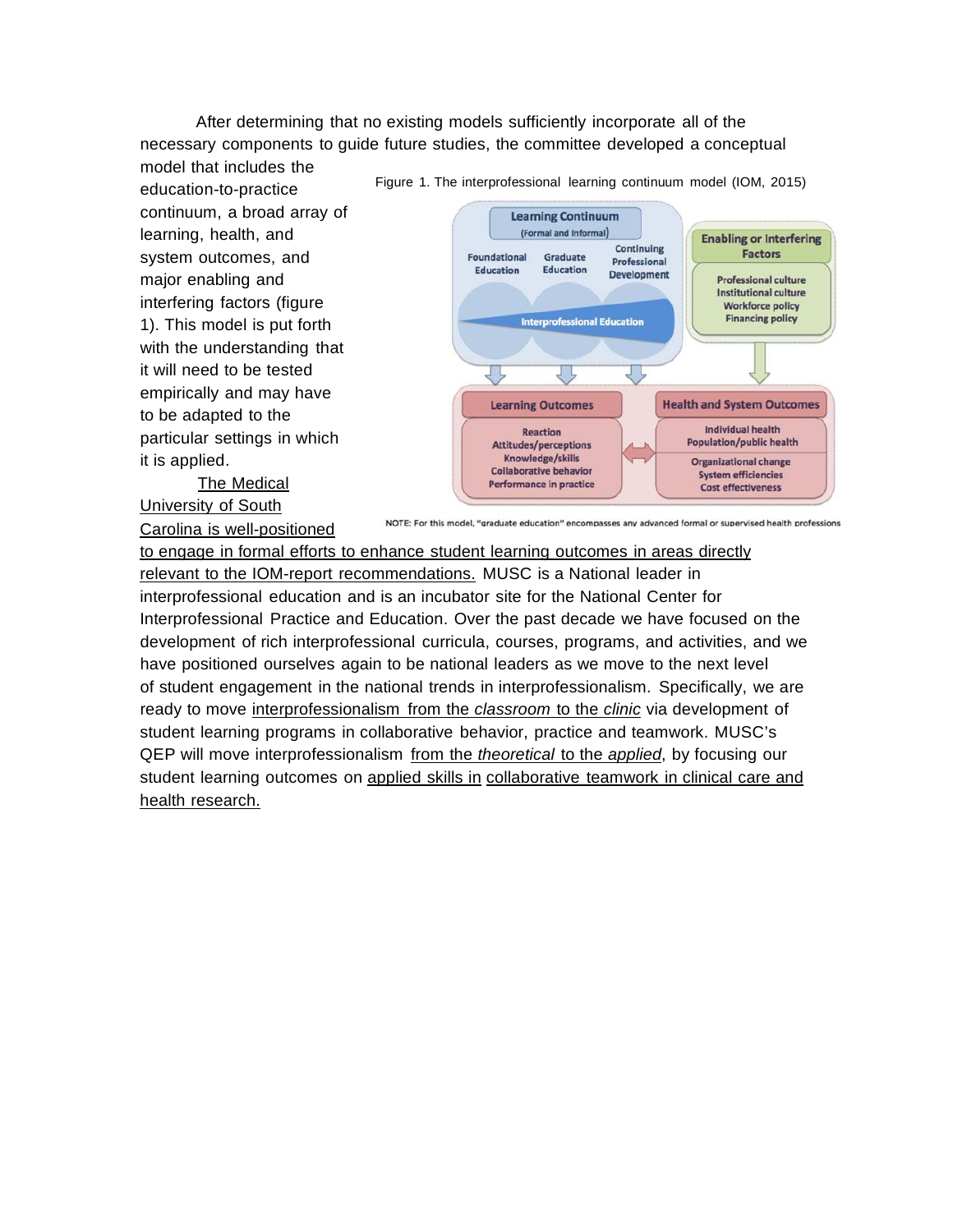After determining that no existing models sufficiently incorporate all of the necessary components to guide future studies, the committee developed a conceptual model that includes the education-to-practice continuum, a broad array of learning, health, and system outcomes, and major enabling and interfering factors (figure 1). This model is put forth with the understanding that it will need to be tested empirically and may have to be adapted to the particular settings in which it is applied.

Figure 1. The interprofessional learning continuum model (IOM, 2015)

Learning Continuum
(Formal and Informal)
Foundational Education
Graduate Education
Continuing Professional Development
Interprofessional Education

Enabling or Interfering Factors
Professional culture
Institutional culture
Workforce policy
Financing policy

Learning Outcomes
Reaction
Attitudes/perceptions
Knowledge/skills
Collaborative behavior
Performance in practice

Health and System Outcomes
Individual health
Population/public health
Organizational change
System efficiencies
Cost effectiveness

NOTE: For this model, "graduate education" encompasses any advanced formal or supervised health professions

The Medical University of South Carolina is well-positioned to engage in formal efforts to enhance student learning outcomes in areas directly relevant to the IOM-report recommendations. MUSC is a National leader in interprofessional education and is an incubator site for the National Center for Interprofessional Practice and Education. Over the past decade we have focused on the development of rich interprofessional curricula, courses, programs, and activities, and we have positioned ourselves again to be national leaders as we move to the next level of student engagement in the national trends in interprofessionalism. Specifically, we are ready to move interprofessionalism from the *classroom* to the *clinic* via development of student learning programs in collaborative behavior, practice and teamwork. MUSC's QEP will move interprofessionalism from the *theoretical* to the *applied*, by focusing our student learning outcomes on applied skills in collaborative teamwork in clinical care and health research.